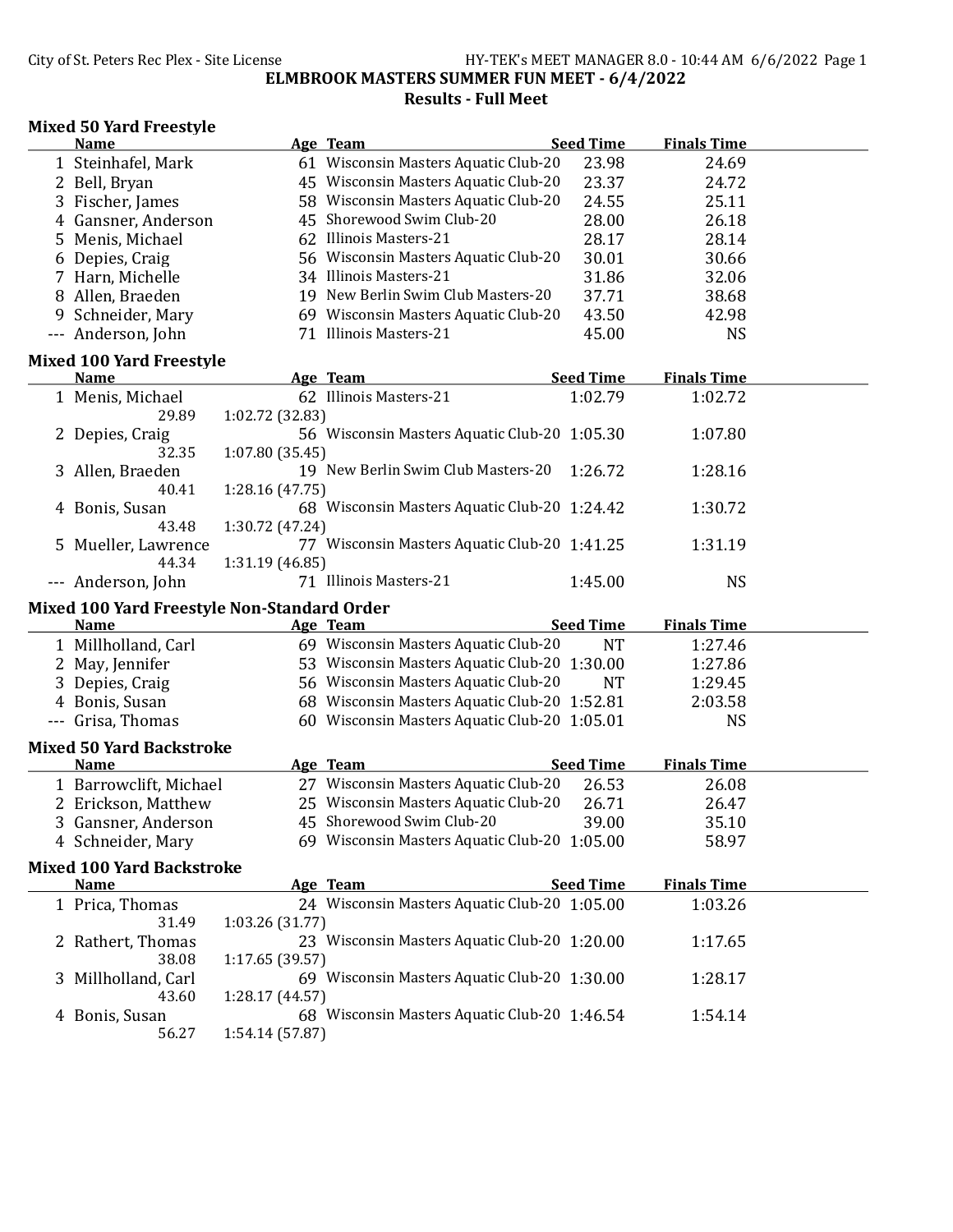## ELMBROOK MASTERS SUMMER FUN MEET - 6/4/2022

### Results - Full Meet

#### Mixed 50 Yard Freestyle

| | Name | Age | Team | Seed Time | Finals Time |
|---|---|---|---|---|---|
| 1 | Steinhafel, Mark | 61 | Wisconsin Masters Aquatic Club-20 | 23.98 | 24.69 |
| 2 | Bell, Bryan | 45 | Wisconsin Masters Aquatic Club-20 | 23.37 | 24.72 |
| 3 | Fischer, James | 58 | Wisconsin Masters Aquatic Club-20 | 24.55 | 25.11 |
| 4 | Gansner, Anderson | 45 | Shorewood Swim Club-20 | 28.00 | 26.18 |
| 5 | Menis, Michael | 62 | Illinois Masters-21 | 28.17 | 28.14 |
| 6 | Depies, Craig | 56 | Wisconsin Masters Aquatic Club-20 | 30.01 | 30.66 |
| 7 | Harn, Michelle | 34 | Illinois Masters-21 | 31.86 | 32.06 |
| 8 | Allen, Braeden | 19 | New Berlin Swim Club Masters-20 | 37.71 | 38.68 |
| 9 | Schneider, Mary | 69 | Wisconsin Masters Aquatic Club-20 | 43.50 | 42.98 |
| --- | Anderson, John | 71 | Illinois Masters-21 | 45.00 | NS |

#### Mixed 100 Yard Freestyle

| | Name | Age | Team | Seed Time | Finals Time |
|---|---|---|---|---|---|
| 1 | Menis, Michael | 62 | Illinois Masters-21 | 1:02.79 | 1:02.72 |
| | 29.89 1:02.72 (32.83) | | | | |
| 2 | Depies, Craig | 56 | Wisconsin Masters Aquatic Club-20 | 1:05.30 | 1:07.80 |
| | 32.35 1:07.80 (35.45) | | | | |
| 3 | Allen, Braeden | 19 | New Berlin Swim Club Masters-20 | 1:26.72 | 1:28.16 |
| | 40.41 1:28.16 (47.75) | | | | |
| 4 | Bonis, Susan | 68 | Wisconsin Masters Aquatic Club-20 | 1:24.42 | 1:30.72 |
| | 43.48 1:30.72 (47.24) | | | | |
| 5 | Mueller, Lawrence | 77 | Wisconsin Masters Aquatic Club-20 | 1:41.25 | 1:31.19 |
| | 44.34 1:31.19 (46.85) | | | | |
| --- | Anderson, John | 71 | Illinois Masters-21 | 1:45.00 | NS |

#### Mixed 100 Yard Freestyle Non-Standard Order

| | Name | Age | Team | Seed Time | Finals Time |
|---|---|---|---|---|---|
| 1 | Millholland, Carl | 69 | Wisconsin Masters Aquatic Club-20 | NT | 1:27.46 |
| 2 | May, Jennifer | 53 | Wisconsin Masters Aquatic Club-20 | 1:30.00 | 1:27.86 |
| 3 | Depies, Craig | 56 | Wisconsin Masters Aquatic Club-20 | NT | 1:29.45 |
| 4 | Bonis, Susan | 68 | Wisconsin Masters Aquatic Club-20 | 1:52.81 | 2:03.58 |
| --- | Grisa, Thomas | 60 | Wisconsin Masters Aquatic Club-20 | 1:05.01 | NS |

#### Mixed 50 Yard Backstroke

| | Name | Age | Team | Seed Time | Finals Time |
|---|---|---|---|---|---|
| 1 | Barrowclift, Michael | 27 | Wisconsin Masters Aquatic Club-20 | 26.53 | 26.08 |
| 2 | Erickson, Matthew | 25 | Wisconsin Masters Aquatic Club-20 | 26.71 | 26.47 |
| 3 | Gansner, Anderson | 45 | Shorewood Swim Club-20 | 39.00 | 35.10 |
| 4 | Schneider, Mary | 69 | Wisconsin Masters Aquatic Club-20 | 1:05.00 | 58.97 |

#### Mixed 100 Yard Backstroke

| | Name | Age | Team | Seed Time | Finals Time |
|---|---|---|---|---|---|
| 1 | Prica, Thomas | 24 | Wisconsin Masters Aquatic Club-20 | 1:05.00 | 1:03.26 |
| | 31.49 1:03.26 (31.77) | | | | |
| 2 | Rathert, Thomas | 23 | Wisconsin Masters Aquatic Club-20 | 1:20.00 | 1:17.65 |
| | 38.08 1:17.65 (39.57) | | | | |
| 3 | Millholland, Carl | 69 | Wisconsin Masters Aquatic Club-20 | 1:30.00 | 1:28.17 |
| | 43.60 1:28.17 (44.57) | | | | |
| 4 | Bonis, Susan | 68 | Wisconsin Masters Aquatic Club-20 | 1:46.54 | 1:54.14 |
| | 56.27 1:54.14 (57.87) | | | | |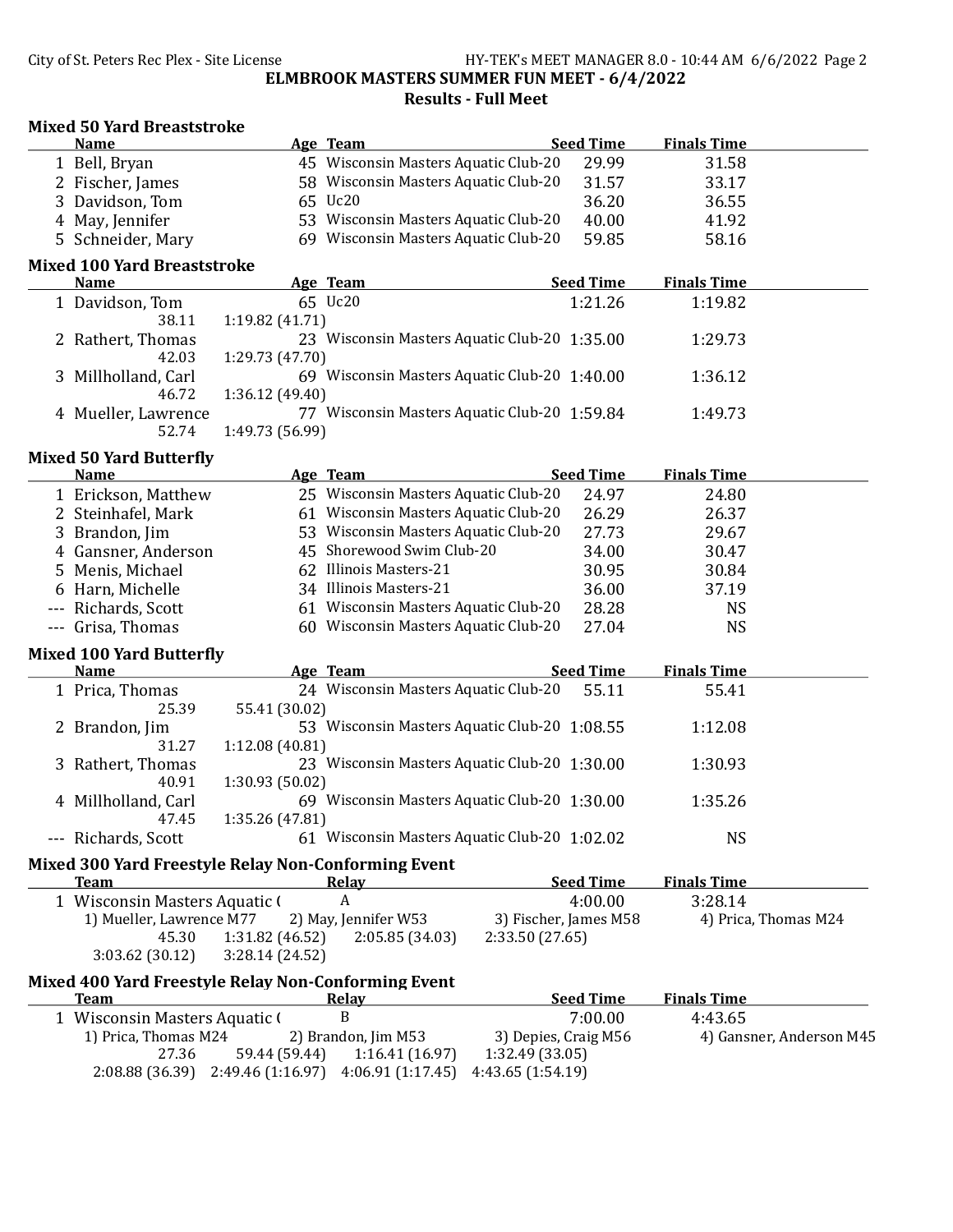**ELMBROOK MASTERS SUMMER FUN MEET - 6/4/2022**
**Results - Full Meet**

### Mixed 50 Yard Breaststroke

| | Name | Age | Team | Seed Time | Finals Time |
|---|---|---|---|---|---|
| 1 | Bell, Bryan | 45 | Wisconsin Masters Aquatic Club-20 | 29.99 | 31.58 |
| 2 | Fischer, James | 58 | Wisconsin Masters Aquatic Club-20 | 31.57 | 33.17 |
| 3 | Davidson, Tom | 65 | Uc20 | 36.20 | 36.55 |
| 4 | May, Jennifer | 53 | Wisconsin Masters Aquatic Club-20 | 40.00 | 41.92 |
| 5 | Schneider, Mary | 69 | Wisconsin Masters Aquatic Club-20 | 59.85 | 58.16 |

### Mixed 100 Yard Breaststroke

| | Name | Age | Team | Seed Time | Finals Time |
|---|---|---|---|---|---|
| 1 | Davidson, Tom | 65 | Uc20 | 1:21.26 | 1:19.82 |
| | 38.11 | 1:19.82 (41.71) | | | |
| 2 | Rathert, Thomas | 23 | Wisconsin Masters Aquatic Club-20 | 1:35.00 | 1:29.73 |
| | 42.03 | 1:29.73 (47.70) | | | |
| 3 | Millholland, Carl | 69 | Wisconsin Masters Aquatic Club-20 | 1:40.00 | 1:36.12 |
| | 46.72 | 1:36.12 (49.40) | | | |
| 4 | Mueller, Lawrence | 77 | Wisconsin Masters Aquatic Club-20 | 1:59.84 | 1:49.73 |
| | 52.74 | 1:49.73 (56.99) | | | |

### Mixed 50 Yard Butterfly

| | Name | Age | Team | Seed Time | Finals Time |
|---|---|---|---|---|---|
| 1 | Erickson, Matthew | 25 | Wisconsin Masters Aquatic Club-20 | 24.97 | 24.80 |
| 2 | Steinhafel, Mark | 61 | Wisconsin Masters Aquatic Club-20 | 26.29 | 26.37 |
| 3 | Brandon, Jim | 53 | Wisconsin Masters Aquatic Club-20 | 27.73 | 29.67 |
| 4 | Gansner, Anderson | 45 | Shorewood Swim Club-20 | 34.00 | 30.47 |
| 5 | Menis, Michael | 62 | Illinois Masters-21 | 30.95 | 30.84 |
| 6 | Harn, Michelle | 34 | Illinois Masters-21 | 36.00 | 37.19 |
| --- | Richards, Scott | 61 | Wisconsin Masters Aquatic Club-20 | 28.28 | NS |
| --- | Grisa, Thomas | 60 | Wisconsin Masters Aquatic Club-20 | 27.04 | NS |

### Mixed 100 Yard Butterfly

| | Name | Age | Team | Seed Time | Finals Time |
|---|---|---|---|---|---|
| 1 | Price, Thomas | 24 | Wisconsin Masters Aquatic Club-20 | 55.11 | 55.41 |
| | 25.39 | 55.41 (30.02) | | | |
| 2 | Brandon, Jim | 53 | Wisconsin Masters Aquatic Club-20 | 1:08.55 | 1:12.08 |
| | 31.27 | 1:12.08 (40.81) | | | |
| 3 | Rathert, Thomas | 23 | Wisconsin Masters Aquatic Club-20 | 1:30.00 | 1:30.93 |
| | 40.91 | 1:30.93 (50.02) | | | |
| 4 | Millholland, Carl | 69 | Wisconsin Masters Aquatic Club-20 | 1:30.00 | 1:35.26 |
| | 47.45 | 1:35.26 (47.81) | | | |
| --- | Richards, Scott | 61 | Wisconsin Masters Aquatic Club-20 | 1:02.02 | NS |

### Mixed 300 Yard Freestyle Relay Non-Conforming Event

| | Team | Relay | Seed Time | Finals Time |
|---|---|---|---|---|
| 1 | Wisconsin Masters Aquatic ( | A | 4:00.00 | 3:28.14 |

1) Mueller, Lawrence M77 2) May, Jennifer W53 3) Fischer, James M58 4) Price, Thomas M24

45.30 1:31.82 (46.52) 2:05.85 (34.03) 2:33.50 (27.65)
3:03.62 (30.12) 3:28.14 (24.52)

### Mixed 400 Yard Freestyle Relay Non-Conforming Event

| | Team | Relay | Seed Time | Finals Time |
|---|---|---|---|---|
| 1 | Wisconsin Masters Aquatic ( | B | 7:00.00 | 4:43.65 |

1) Price, Thomas M24 2) Brandon, Jim M53 3) Depies, Craig M56 4) Gansner, Anderson M45

27.36 59.44 (59.44) 1:16.41 (16.97) 1:32.49 (33.05)
2:08.88 (36.39) 2:49.46 (1:16.97) 4:06.91 (1:17.45) 4:43.65 (1:54.19)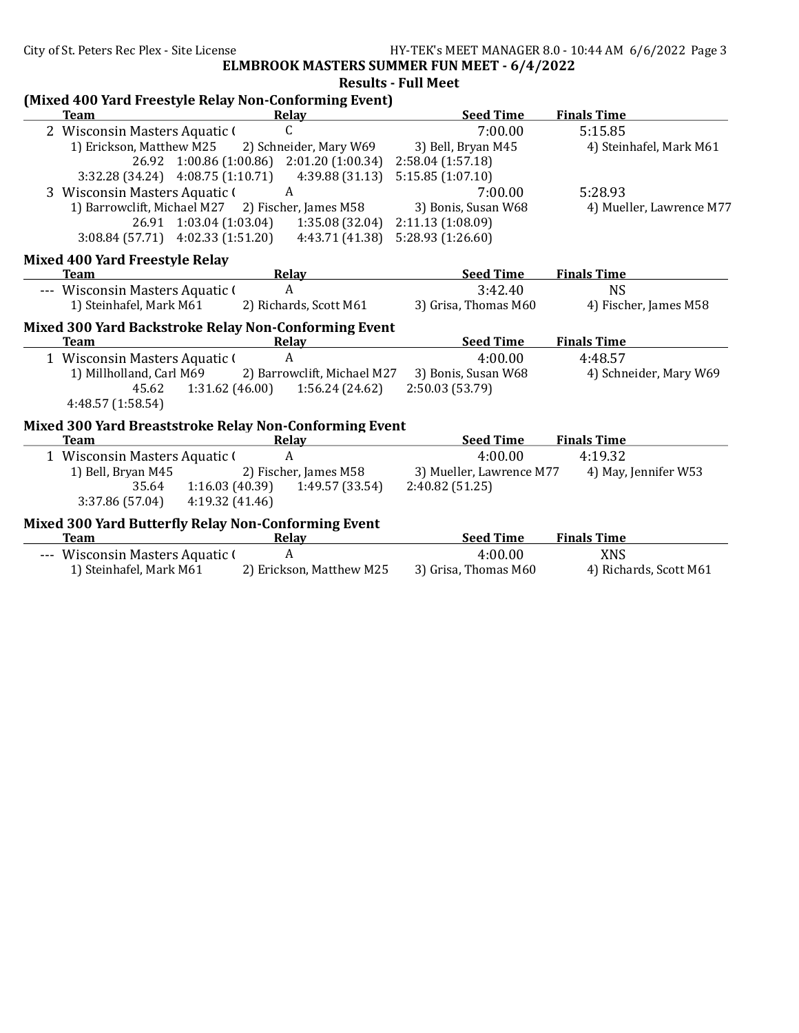**ELMBROOK MASTERS SUMMER FUN MEET - 6/4/2022**

**Results - Full Meet**

**(Mixed 400 Yard Freestyle Relay Non-Conforming Event)**

| Team | Relay | Seed Time | Finals Time |
|---|---|---|---|
| 2 Wisconsin Masters Aquatic ( | C | 7:00.00 | 5:15.85 |
| 1) Erickson, Matthew M25 | 2) Schneider, Mary W69 | 3) Bell, Bryan M45 | 4) Steinhafel, Mark M61 |
| 26.92 | 1:00.86 (1:00.86) | 2:01.20 (1:00.34) | 2:58.04 (1:57.18) |
| 3:32.28 (34.24) | 4:08.75 (1:10.71) | 4:39.88 (31.13) | 5:15.85 (1:07.10) |
| 3 Wisconsin Masters Aquatic ( | A | 7:00.00 | 5:28.93 |
| 1) Barrowclift, Michael M27 | 2) Fischer, James M58 | 3) Bonis, Susan W68 | 4) Mueller, Lawrence M77 |
| 26.91 | 1:03.04 (1:03.04) | 1:35.08 (32.04) | 2:11.13 (1:08.09) |
| 3:08.84 (57.71) | 4:02.33 (1:51.20) | 4:43.71 (41.38) | 5:28.93 (1:26.60) |

**Mixed 400 Yard Freestyle Relay**

| Team | Relay | Seed Time | Finals Time |
|---|---|---|---|
| --- Wisconsin Masters Aquatic ( | A | 3:42.40 | NS |
| 1) Steinhafel, Mark M61 | 2) Richards, Scott M61 | 3) Grisa, Thomas M60 | 4) Fischer, James M58 |

**Mixed 300 Yard Backstroke Relay Non-Conforming Event**

| Team | Relay | Seed Time | Finals Time |
|---|---|---|---|
| 1 Wisconsin Masters Aquatic ( | A | 4:00.00 | 4:48.57 |
| 1) Millholland, Carl M69 | 2) Barrowclift, Michael M27 | 3) Bonis, Susan W68 | 4) Schneider, Mary W69 |
| 45.62 | 1:31.62 (46.00) | 1:56.24 (24.62) | 2:50.03 (53.79) |
| 4:48.57 (1:58.54) | | | |

**Mixed 300 Yard Breaststroke Relay Non-Conforming Event**

| Team | Relay | Seed Time | Finals Time |
|---|---|---|---|
| 1 Wisconsin Masters Aquatic ( | A | 4:00.00 | 4:19.32 |
| 1) Bell, Bryan M45 | 2) Fischer, James M58 | 3) Mueller, Lawrence M77 | 4) May, Jennifer W53 |
| 35.64 | 1:16.03 (40.39) | 1:49.57 (33.54) | 2:40.82 (51.25) |
| 3:37.86 (57.04) | 4:19.32 (41.46) | | |

**Mixed 300 Yard Butterfly Relay Non-Conforming Event**

| Team | Relay | Seed Time | Finals Time |
|---|---|---|---|
| --- Wisconsin Masters Aquatic ( | A | 4:00.00 | XNS |
| 1) Steinhafel, Mark M61 | 2) Erickson, Matthew M25 | 3) Grisa, Thomas M60 | 4) Richards, Scott M61 |